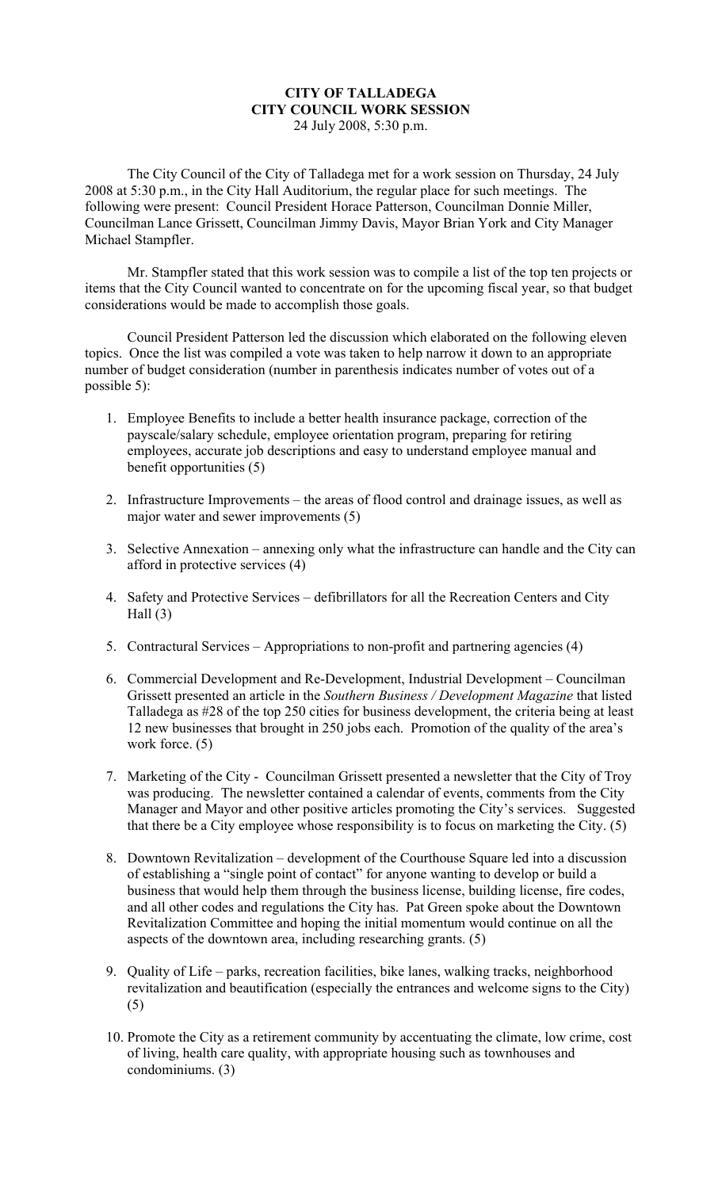**CITY OF TALLADEGA**
**CITY COUNCIL WORK SESSION**
24 July 2008, 5:30 p.m.

The City Council of the City of Talladega met for a work session on Thursday, 24 July 2008 at 5:30 p.m., in the City Hall Auditorium, the regular place for such meetings. The following were present: Council President Horace Patterson, Councilman Donnie Miller, Councilman Lance Grissett, Councilman Jimmy Davis, Mayor Brian York and City Manager Michael Stampfler.

Mr. Stampfler stated that this work session was to compile a list of the top ten projects or items that the City Council wanted to concentrate on for the upcoming fiscal year, so that budget considerations would be made to accomplish those goals.

Council President Patterson led the discussion which elaborated on the following eleven topics. Once the list was compiled a vote was taken to help narrow it down to an appropriate number of budget consideration (number in parenthesis indicates number of votes out of a possible 5):

1. Employee Benefits to include a better health insurance package, correction of the payscale/salary schedule, employee orientation program, preparing for retiring employees, accurate job descriptions and easy to understand employee manual and benefit opportunities (5)

2. Infrastructure Improvements – the areas of flood control and drainage issues, as well as major water and sewer improvements (5)

3. Selective Annexation – annexing only what the infrastructure can handle and the City can afford in protective services (4)

4. Safety and Protective Services – defibrillators for all the Recreation Centers and City Hall (3)

5. Contractural Services – Appropriations to non-profit and partnering agencies (4)

6. Commercial Development and Re-Development, Industrial Development – Councilman Grissett presented an article in the *Southern Business / Development Magazine* that listed Talladega as #28 of the top 250 cities for business development, the criteria being at least 12 new businesses that brought in 250 jobs each. Promotion of the quality of the area's work force. (5)

7. Marketing of the City - Councilman Grissett presented a newsletter that the City of Troy was producing. The newsletter contained a calendar of events, comments from the City Manager and Mayor and other positive articles promoting the City's services. Suggested that there be a City employee whose responsibility is to focus on marketing the City. (5)

8. Downtown Revitalization – development of the Courthouse Square led into a discussion of establishing a "single point of contact" for anyone wanting to develop or build a business that would help them through the business license, building license, fire codes, and all other codes and regulations the City has. Pat Green spoke about the Downtown Revitalization Committee and hoping the initial momentum would continue on all the aspects of the downtown area, including researching grants. (5)

9. Quality of Life – parks, recreation facilities, bike lanes, walking tracks, neighborhood revitalization and beautification (especially the entrances and welcome signs to the City) (5)

10. Promote the City as a retirement community by accentuating the climate, low crime, cost of living, health care quality, with appropriate housing such as townhouses and condominiums. (3)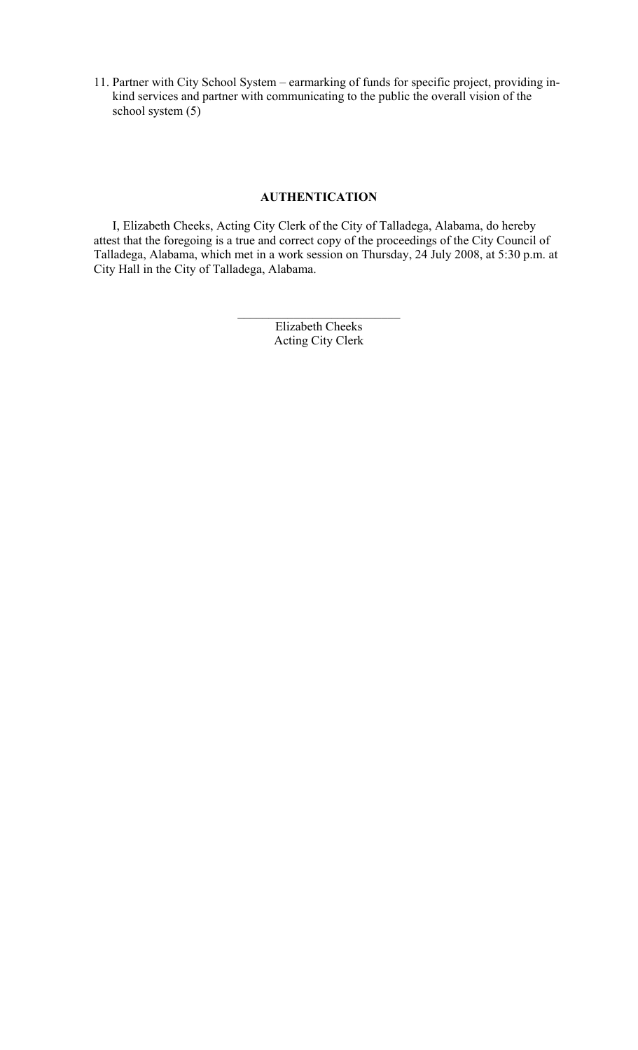11. Partner with City School System – earmarking of funds for specific project, providing in-kind services and partner with communicating to the public the overall vision of the school system (5)

**AUTHENTICATION**

I, Elizabeth Cheeks, Acting City Clerk of the City of Talladega, Alabama, do hereby attest that the foregoing is a true and correct copy of the proceedings of the City Council of Talladega, Alabama, which met in a work session on Thursday, 24 July 2008, at 5:30 p.m. at City Hall in the City of Talladega, Alabama.

\_\_\_\_\_\_\_\_\_\_\_\_\_\_\_\_\_\_\_\_\_\_\_\_\_\_\_

Elizabeth Cheeks
Acting City Clerk